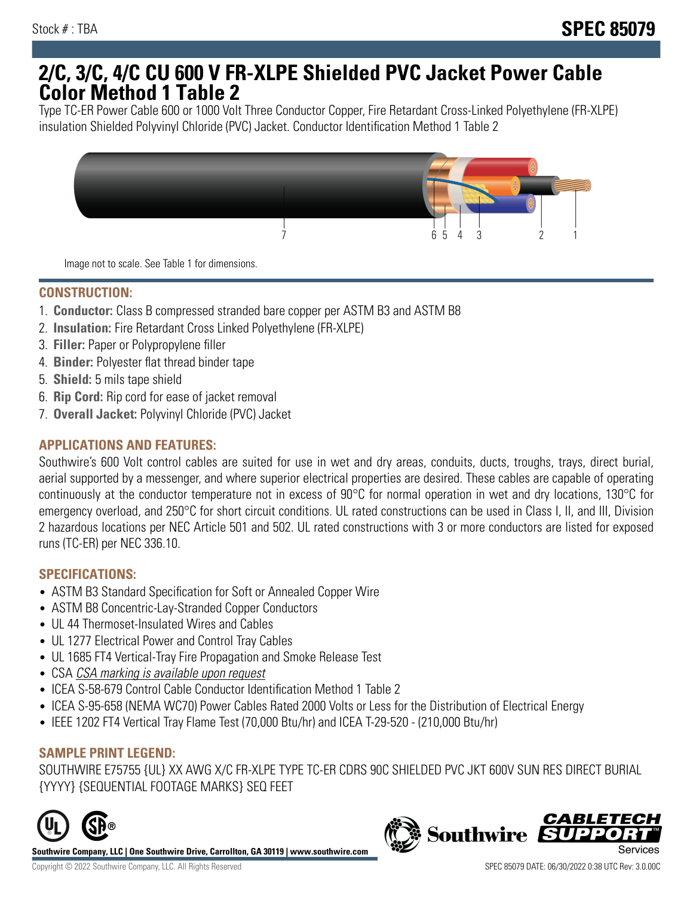Stock # : TBA

**SPEC 85079**

# 2/C, 3/C, 4/C CU 600 V FR-XLPE Shielded PVC Jacket Power Cable Color Method 1 Table 2

Type TC-ER Power Cable 600 or 1000 Volt Three Conductor Copper, Fire Retardant Cross-Linked Polyethylene (FR-XLPE) insulation Shielded Polyvinyl Chloride (PVC) Jacket. Conductor Identification Method 1 Table 2

Image not to scale. See Table 1 for dimensions.

## CONSTRUCTION:

1. **Conductor:** Class B compressed stranded bare copper per ASTM B3 and ASTM B8
2. **Insulation:** Fire Retardant Cross Linked Polyethylene (FR-XLPE)
3. **Filler:** Paper or Polypropylene filler
4. **Binder:** Polyester flat thread binder tape
5. **Shield:** 5 mils tape shield
6. **Rip Cord:** Rip cord for ease of jacket removal
7. **Overall Jacket:** Polyvinyl Chloride (PVC) Jacket

## APPLICATIONS AND FEATURES:

Southwire's 600 Volt control cables are suited for use in wet and dry areas, conduits, ducts, troughs, trays, direct burial, aerial supported by a messenger, and where superior electrical properties are desired. These cables are capable of operating continuously at the conductor temperature not in excess of 90°C for normal operation in wet and dry locations, 130°C for emergency overload, and 250°C for short circuit conditions. UL rated constructions can be used in Class I, II, and III, Division 2 hazardous locations per NEC Article 501 and 502. UL rated constructions with 3 or more conductors are listed for exposed runs (TC-ER) per NEC 336.10.

## SPECIFICATIONS:

- ASTM B3 Standard Specification for Soft or Annealed Copper Wire
- ASTM B8 Concentric-Lay-Stranded Copper Conductors
- UL 44 Thermoset-Insulated Wires and Cables
- UL 1277 Electrical Power and Control Tray Cables
- UL 1685 FT4 Vertical-Tray Fire Propagation and Smoke Release Test
- CSA *CSA marking is available upon request*
- ICEA S-58-679 Control Cable Conductor Identification Method 1 Table 2
- ICEA S-95-658 (NEMA WC70) Power Cables Rated 2000 Volts or Less for the Distribution of Electrical Energy
- IEEE 1202 FT4 Vertical Tray Flame Test (70,000 Btu/hr) and ICEA T-29-520 - (210,000 Btu/hr)

## SAMPLE PRINT LEGEND:

SOUTHWIRE E75755 {UL} XX AWG X/C FR-XLPE TYPE TC-ER CDRS 90C SHIELDED PVC JKT 600V SUN RES DIRECT BURIAL {YYYY} {SEQUENTIAL FOOTAGE MARKS} SEQ FEET

**Southwire Company, LLC | One Southwire Drive, Carrollton, GA 30119 | www.southwire.com**

Copyright © 2022 Southwire Company, LLC. All Rights Reserved

SPEC 85079 DATE: 06/30/2022 0:38 UTC Rev: 3.0.00C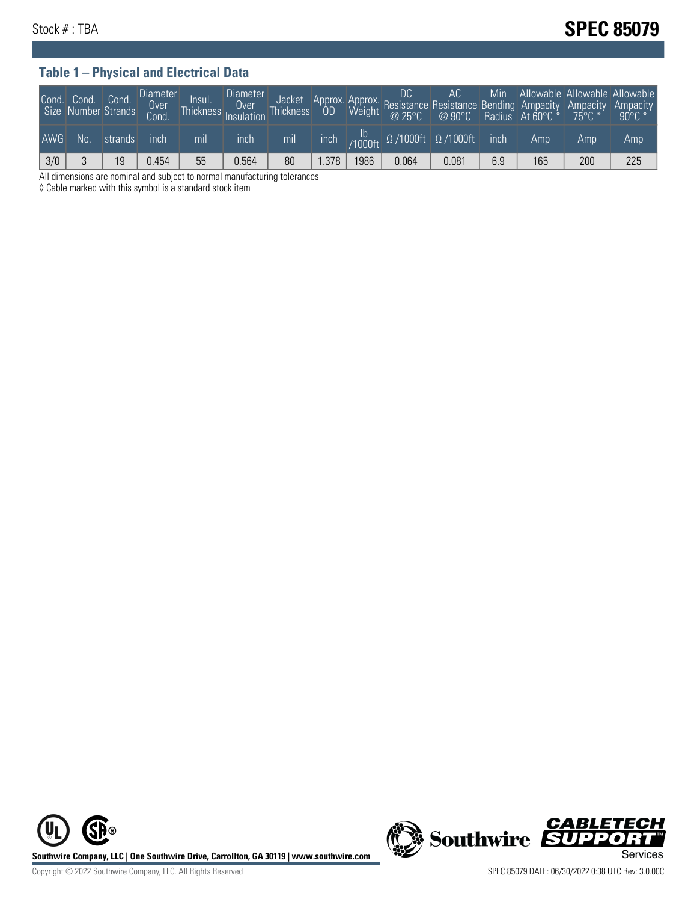## Table 1 – Physical and Electrical Data

| Cond. Size | Cond. Number | Cond. Strands | Diameter Over Cond. | Insul. Thickness | Diameter Over Insulation | Jacket Thickness | Approx. OD | Approx. Weight | DC Resistance @ 25°C | AC Resistance @ 90°C | Min Bending Radius | Allowable Ampacity At 60°C * | Allowable Ampacity 75°C * | Allowable Ampacity 90°C * |
|---|---|---|---|---|---|---|---|---|---|---|---|---|---|---|
| AWG | No. | strands | inch | mil | inch | mil | inch | lb /1000ft | Ω /1000ft | Ω /1000ft | inch | Amp | Amp | Amp |
| 3/0 | 3 | 19 | 0.454 | 55 | 0.564 | 80 | 1.378 | 1986 | 0.064 | 0.081 | 6.9 | 165 | 200 | 225 |

All dimensions are nominal and subject to normal manufacturing tolerances

◊ Cable marked with this symbol is a standard stock item

Southwire Company, LLC | One Southwire Drive, Carrollton, GA 30119 | www.southwire.com

Copyright © 2022 Southwire Company, LLC. All Rights Reserved